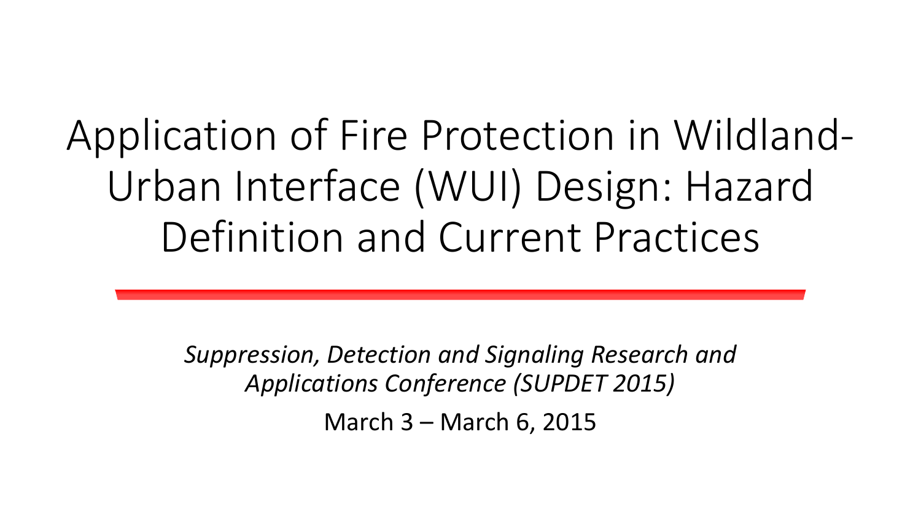# Application of Fire Protection in Wildland-Urban Interface (WUI) Design: Hazard Definition and Current Practices

*Suppression, Detection and Signaling Research and Applications Conference (SUPDET 2015)*

March 3 – March 6, 2015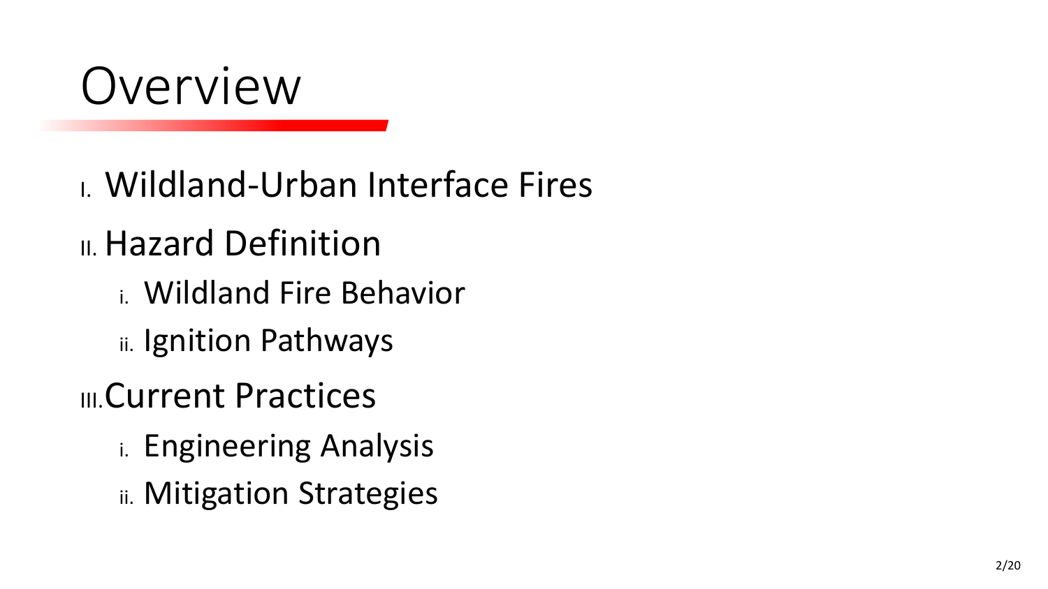# Overview

I. Wildland-Urban Interface Fires

II. Hazard Definition
   - i. Wildland Fire Behavior
   - ii. Ignition Pathways

III. Current Practices
   - i. Engineering Analysis
   - ii. Mitigation Strategies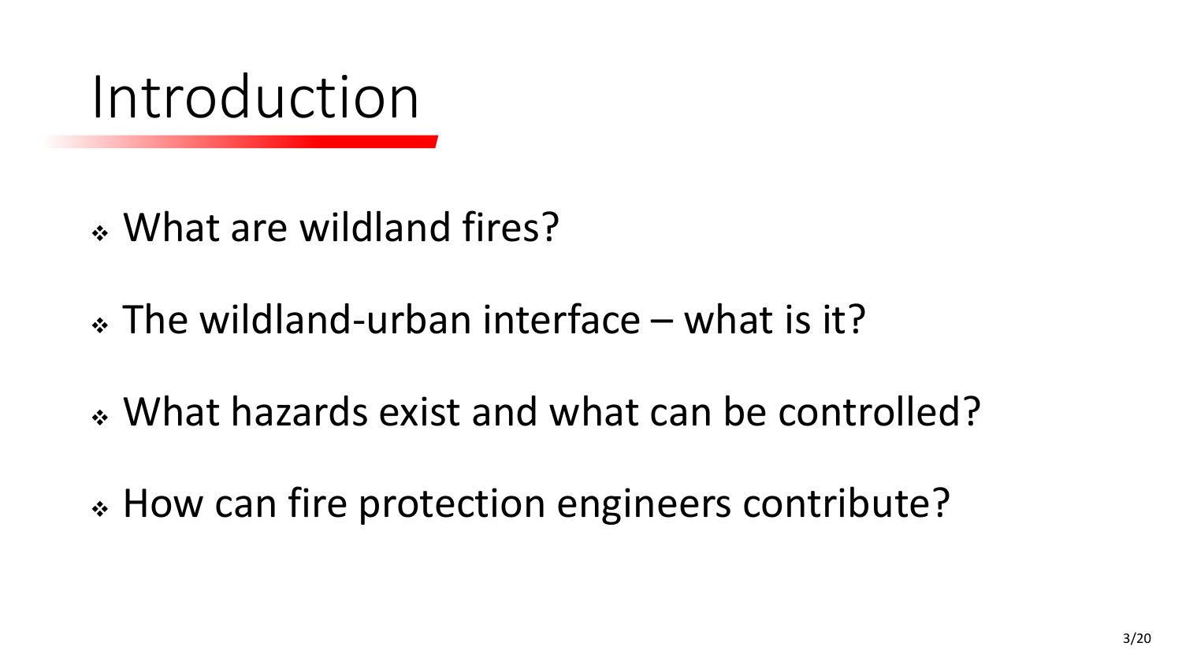# Introduction

- What are wildland fires?
- The wildland-urban interface – what is it?
- What hazards exist and what can be controlled?
- How can fire protection engineers contribute?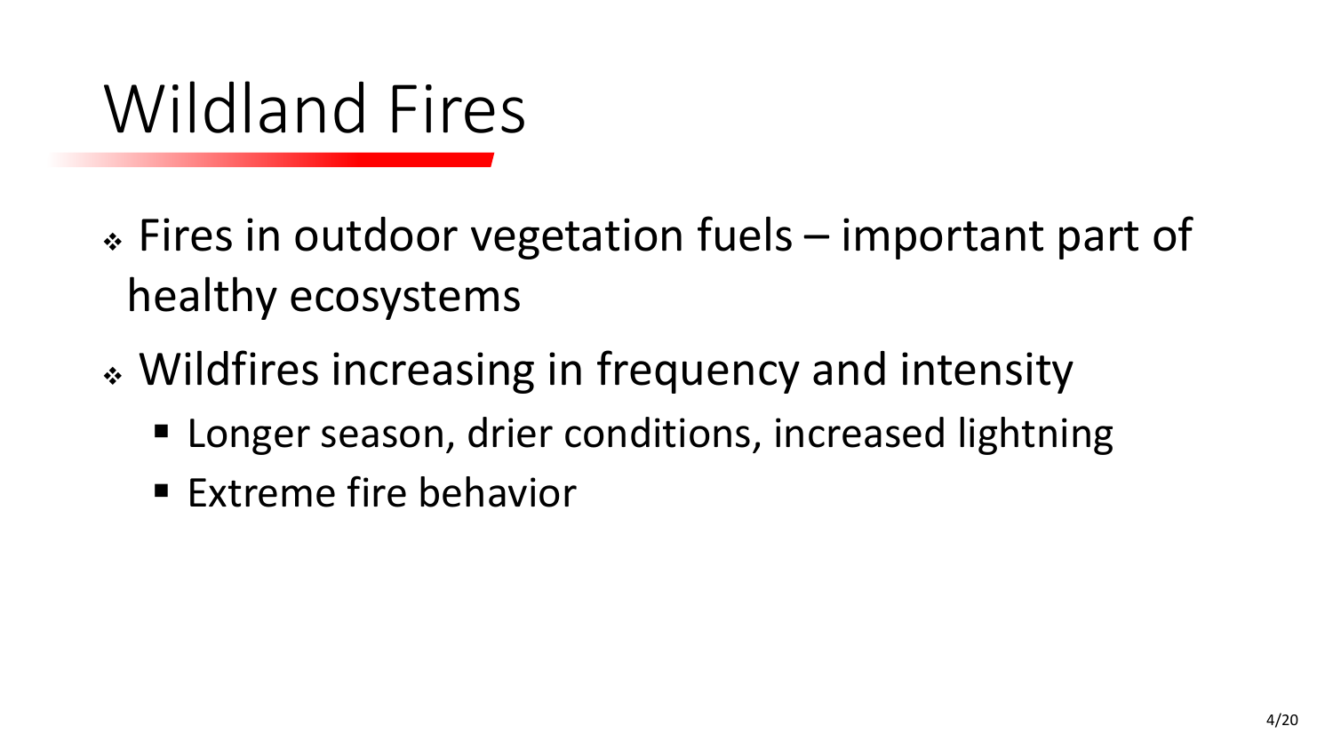# Wildland Fires

- Fires in outdoor vegetation fuels – important part of healthy ecosystems
- Wildfires increasing in frequency and intensity
  - Longer season, drier conditions, increased lightning
  - Extreme fire behavior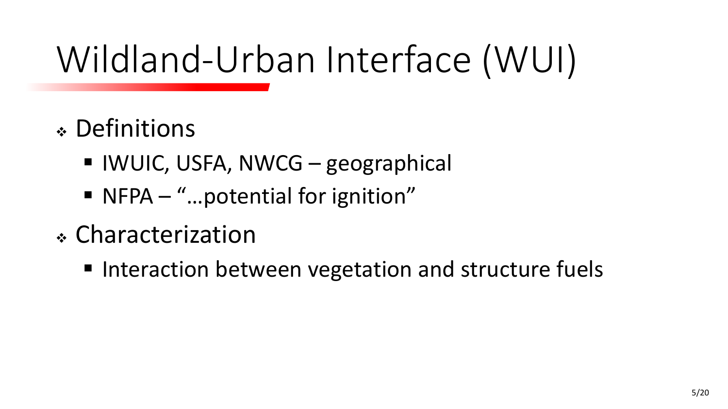# Wildland-Urban Interface (WUI)

- Definitions
  - IWUIC, USFA, NWCG – geographical
  - NFPA – "…potential for ignition"
- Characterization
  - Interaction between vegetation and structure fuels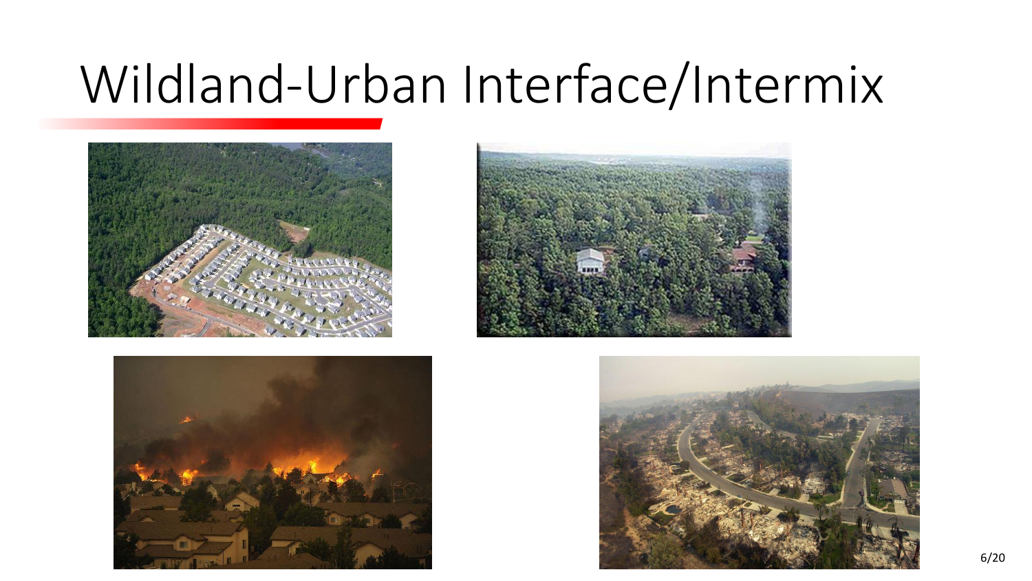# Wildland-Urban Interface/Intermix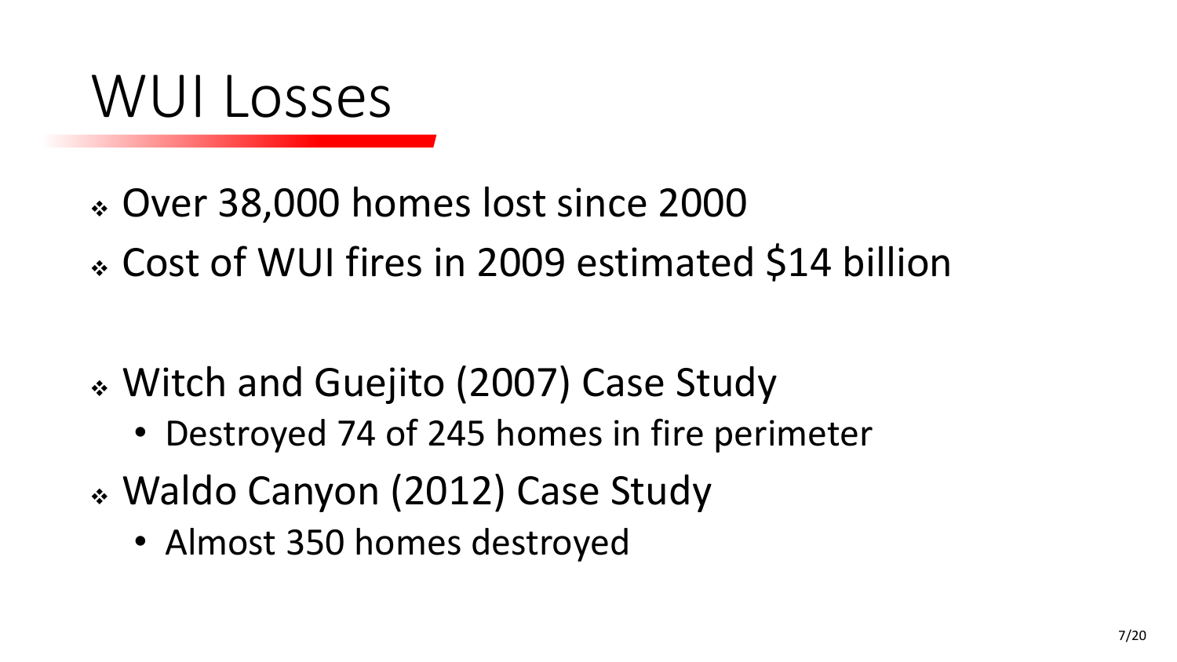# WUI Losses

- Over 38,000 homes lost since 2000
- Cost of WUI fires in 2009 estimated $14 billion

- Witch and Guejito (2007) Case Study
  - Destroyed 74 of 245 homes in fire perimeter
- Waldo Canyon (2012) Case Study
  - Almost 350 homes destroyed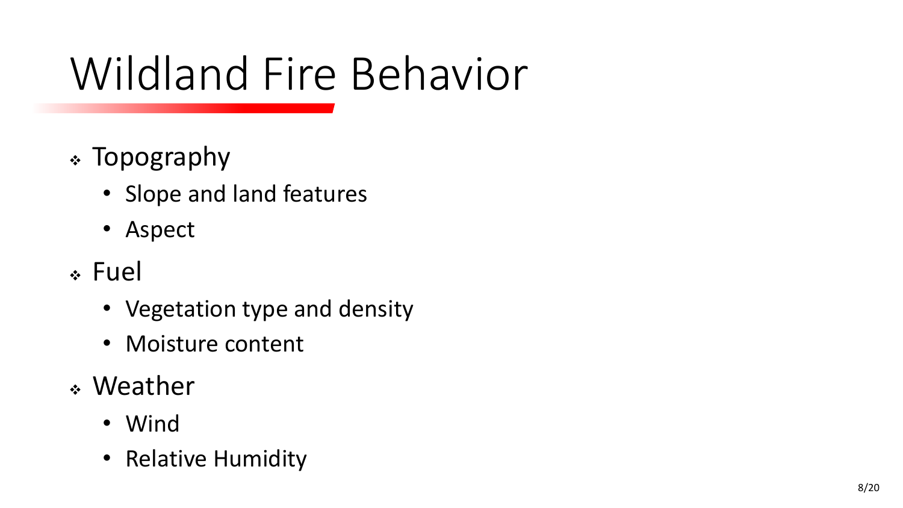# Wildland Fire Behavior

- Topography
  - Slope and land features
  - Aspect
- Fuel
  - Vegetation type and density
  - Moisture content
- Weather
  - Wind
  - Relative Humidity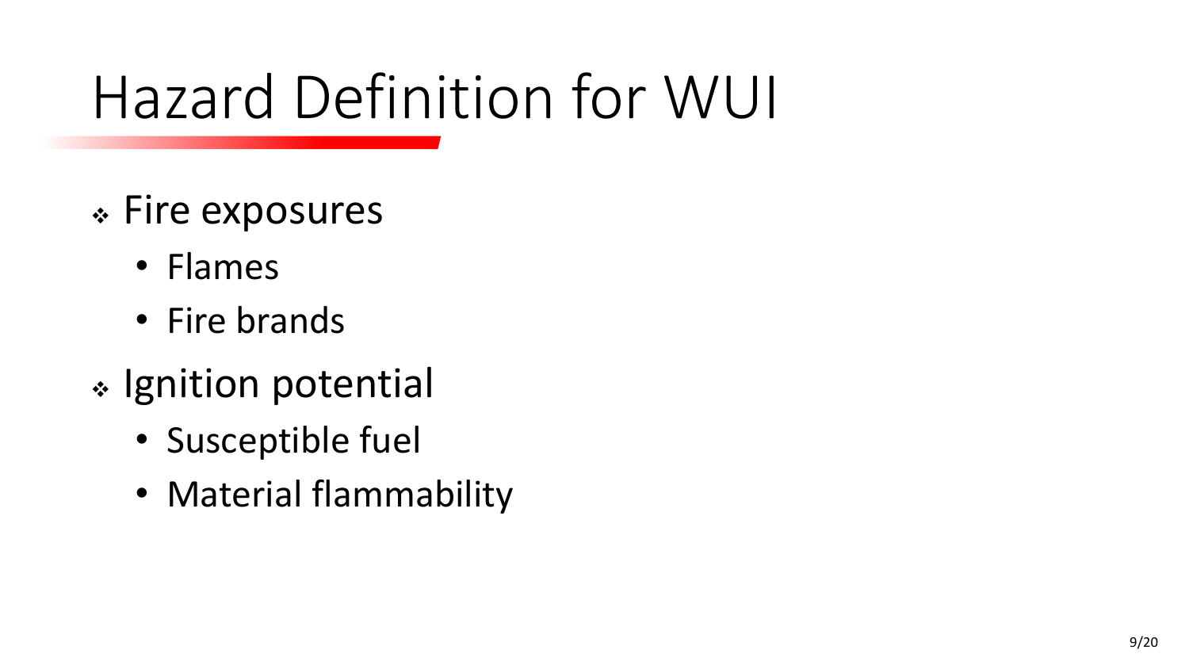# Hazard Definition for WUI

- Fire exposures
  - Flames
  - Fire brands
- Ignition potential
  - Susceptible fuel
  - Material flammability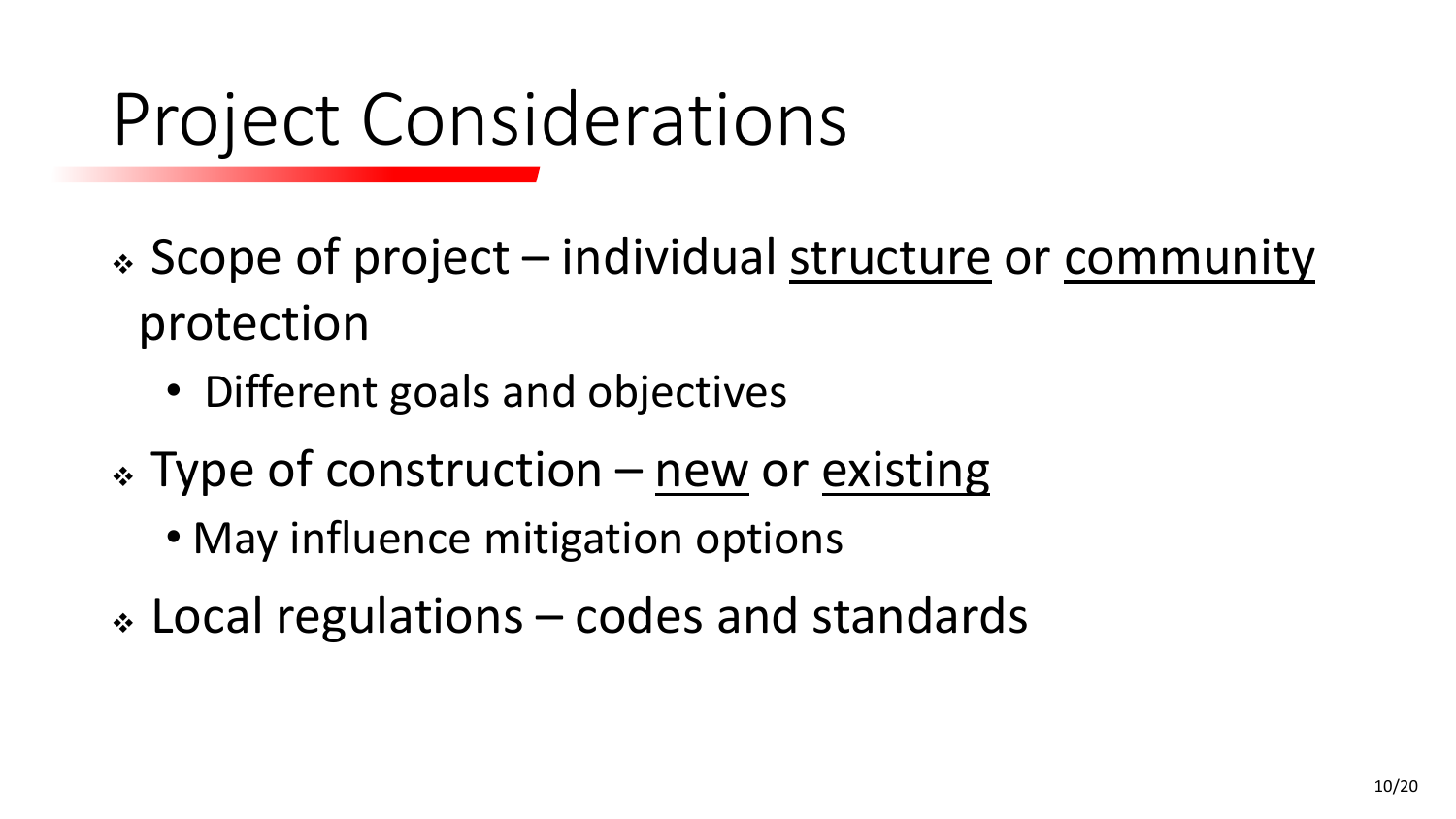# Project Considerations

- Scope of project – individual <u>structure</u> or <u>community</u> protection
  - Different goals and objectives
- Type of construction – <u>new</u> or <u>existing</u>
  - May influence mitigation options
- Local regulations – codes and standards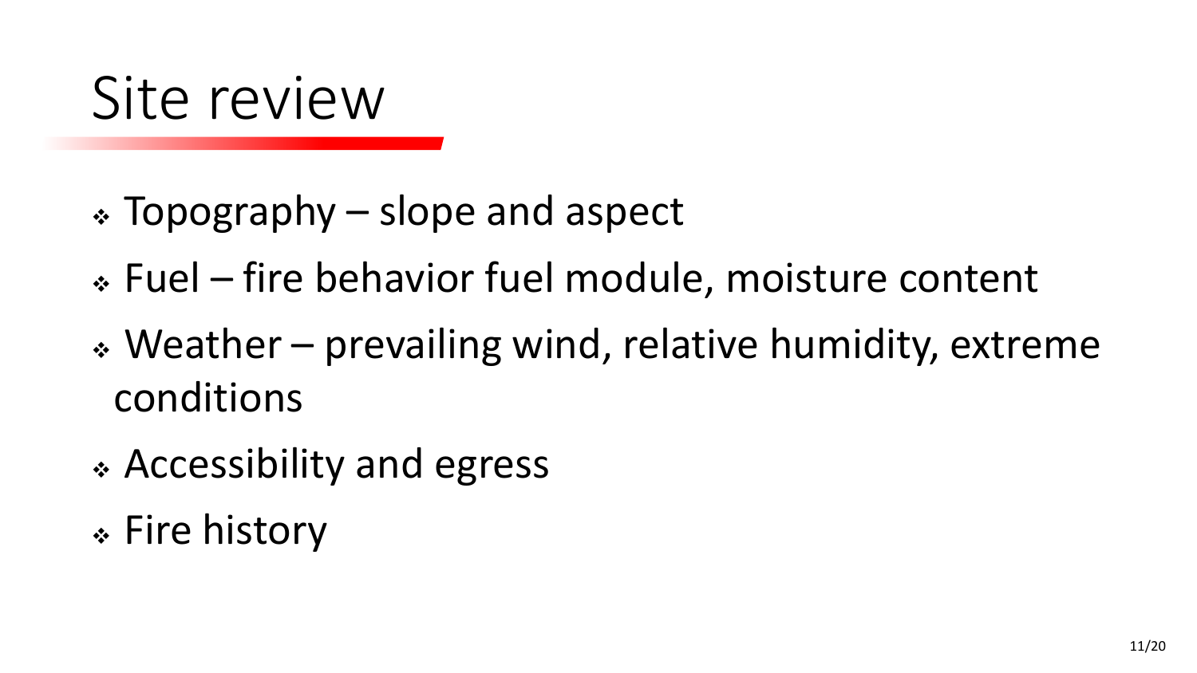# Site review

- Topography – slope and aspect
- Fuel – fire behavior fuel module, moisture content
- Weather – prevailing wind, relative humidity, extreme conditions
- Accessibility and egress
- Fire history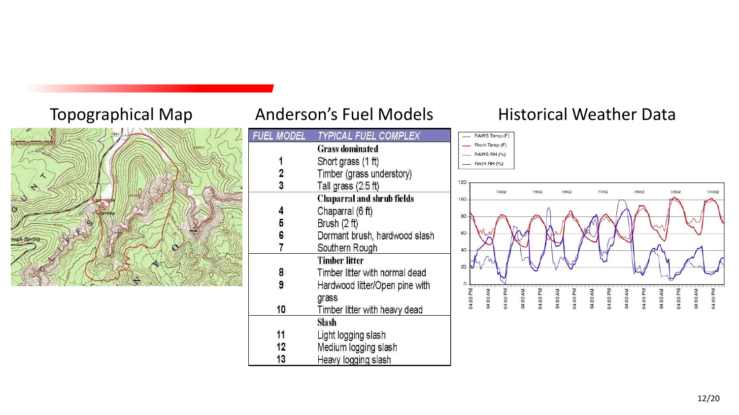## Topographical Map

## Anderson's Fuel Models

| FUEL MODEL | TYPICAL FUEL COMPLEX |
|---|---|
| | **Grass dominated** |
| 1 | Short grass (1 ft) |
| 2 | Timber (grass understory) |
| 3 | Tall grass (2.5 ft) |
| | **Chaparral and shrub fields** |
| 4 | Chaparral (6 ft) |
| 5 | Brush (2 ft) |
| 6 | Dormant brush, hardwood slash |
| 7 | Southern Rough |
| | **Timber litter** |
| 8 | Timber litter with normal dead |
| 9 | Hardwood litter/Open pine with grass |
| 10 | Timber litter with heavy dead |
| | **Slash** |
| 11 | Light logging slash |
| 12 | Medium logging slash |
| 13 | Heavy logging slash |

## Historical Weather Data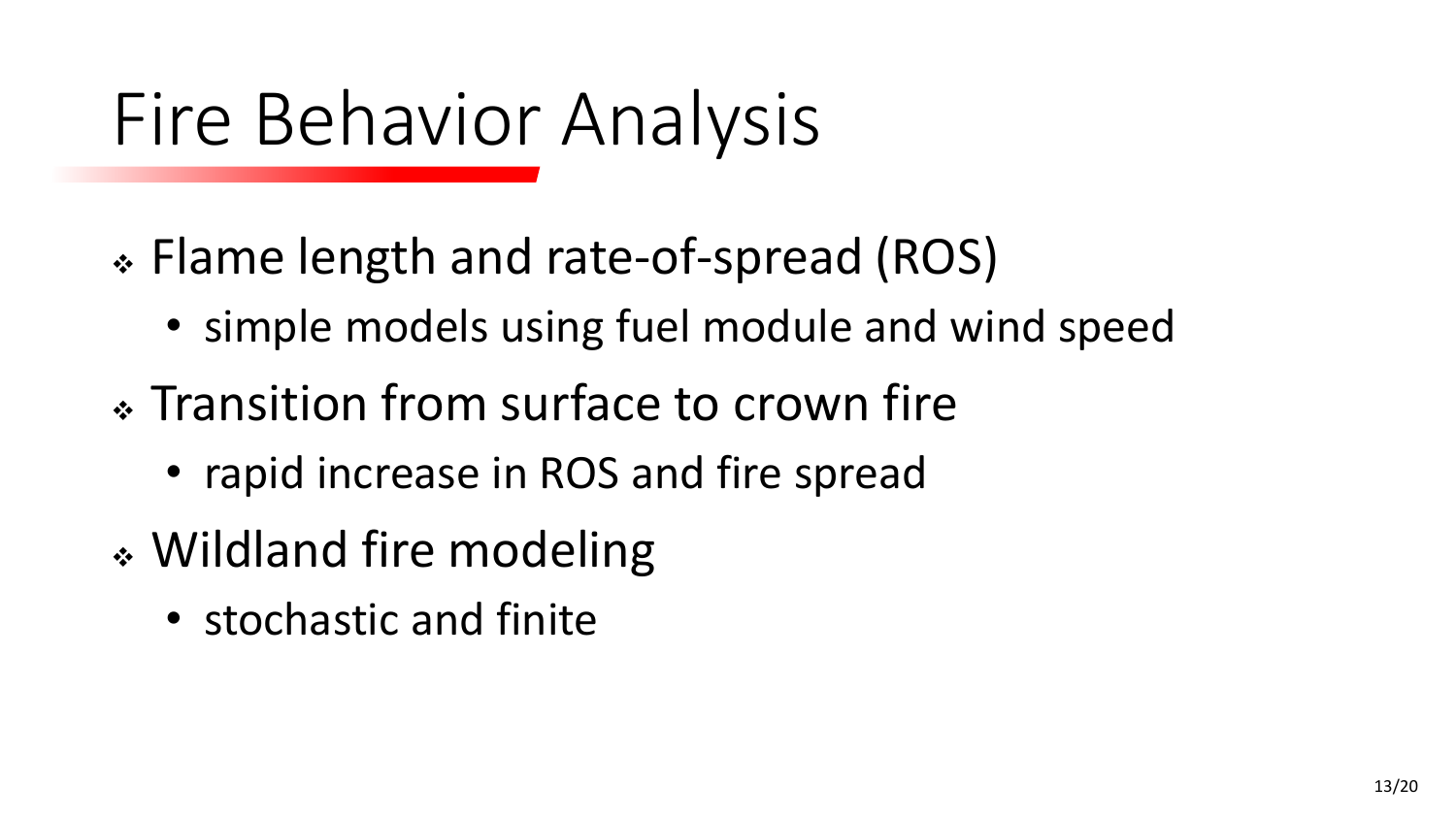# Fire Behavior Analysis

- Flame length and rate-of-spread (ROS)
  - simple models using fuel module and wind speed
- Transition from surface to crown fire
  - rapid increase in ROS and fire spread
- Wildland fire modeling
  - stochastic and finite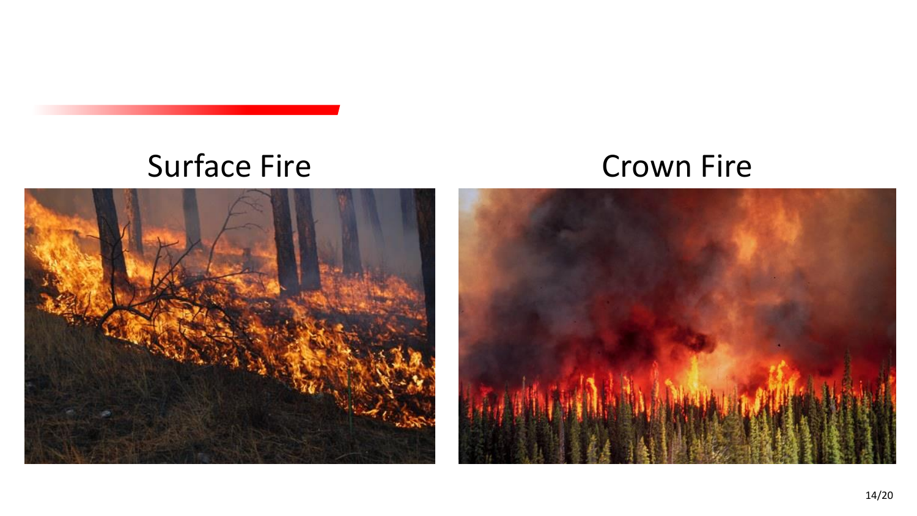Surface Fire

Crown Fire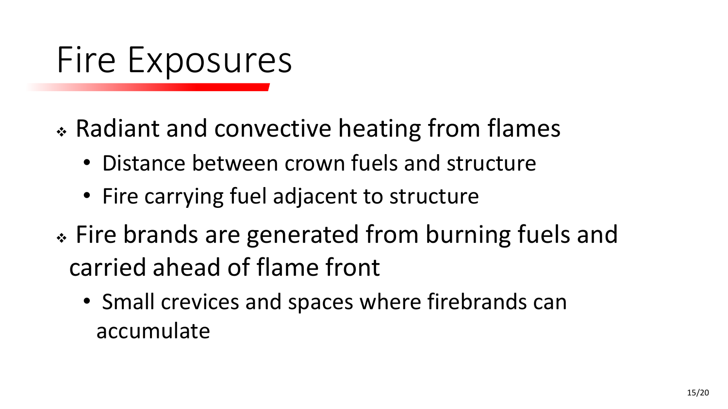# Fire Exposures

- Radiant and convective heating from flames
  - Distance between crown fuels and structure
  - Fire carrying fuel adjacent to structure
- Fire brands are generated from burning fuels and carried ahead of flame front
  - Small crevices and spaces where firebrands can accumulate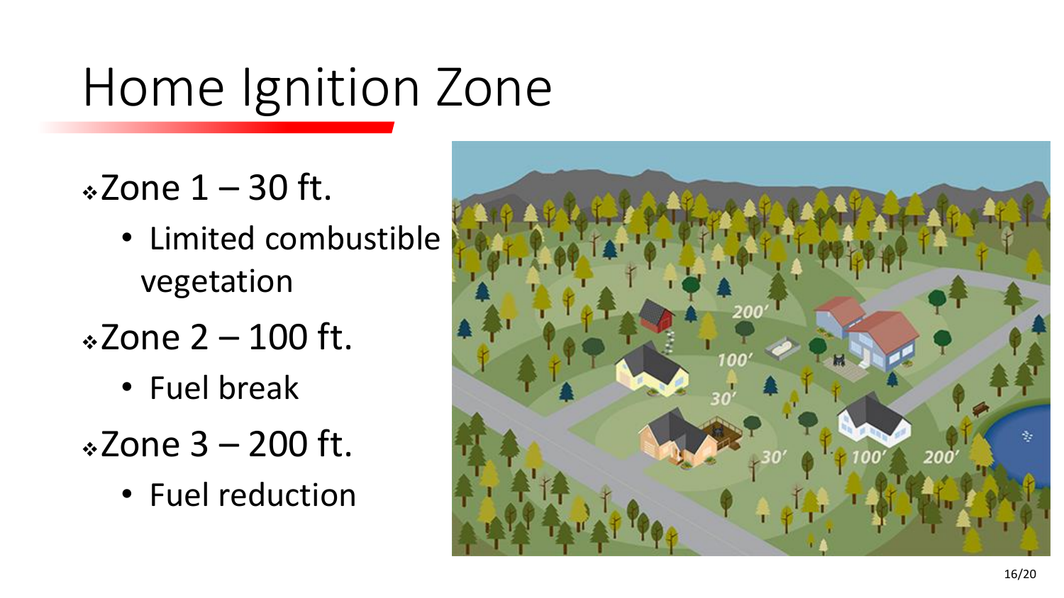# Home Ignition Zone

- Zone 1 – 30 ft.
  - Limited combustible vegetation
- Zone 2 – 100 ft.
  - Fuel break
- Zone 3 – 200 ft.
  - Fuel reduction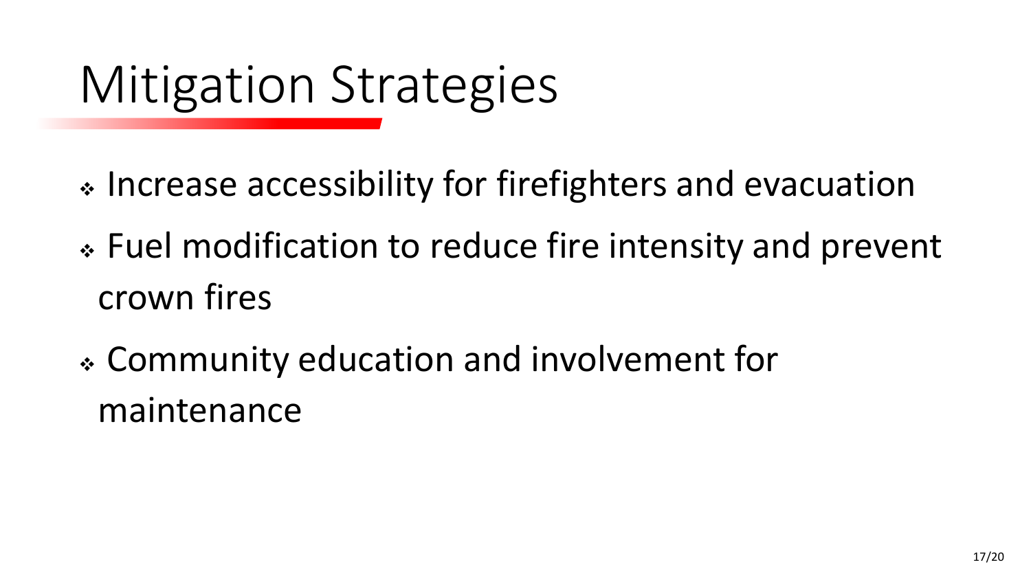# Mitigation Strategies

- Increase accessibility for firefighters and evacuation
- Fuel modification to reduce fire intensity and prevent crown fires
- Community education and involvement for maintenance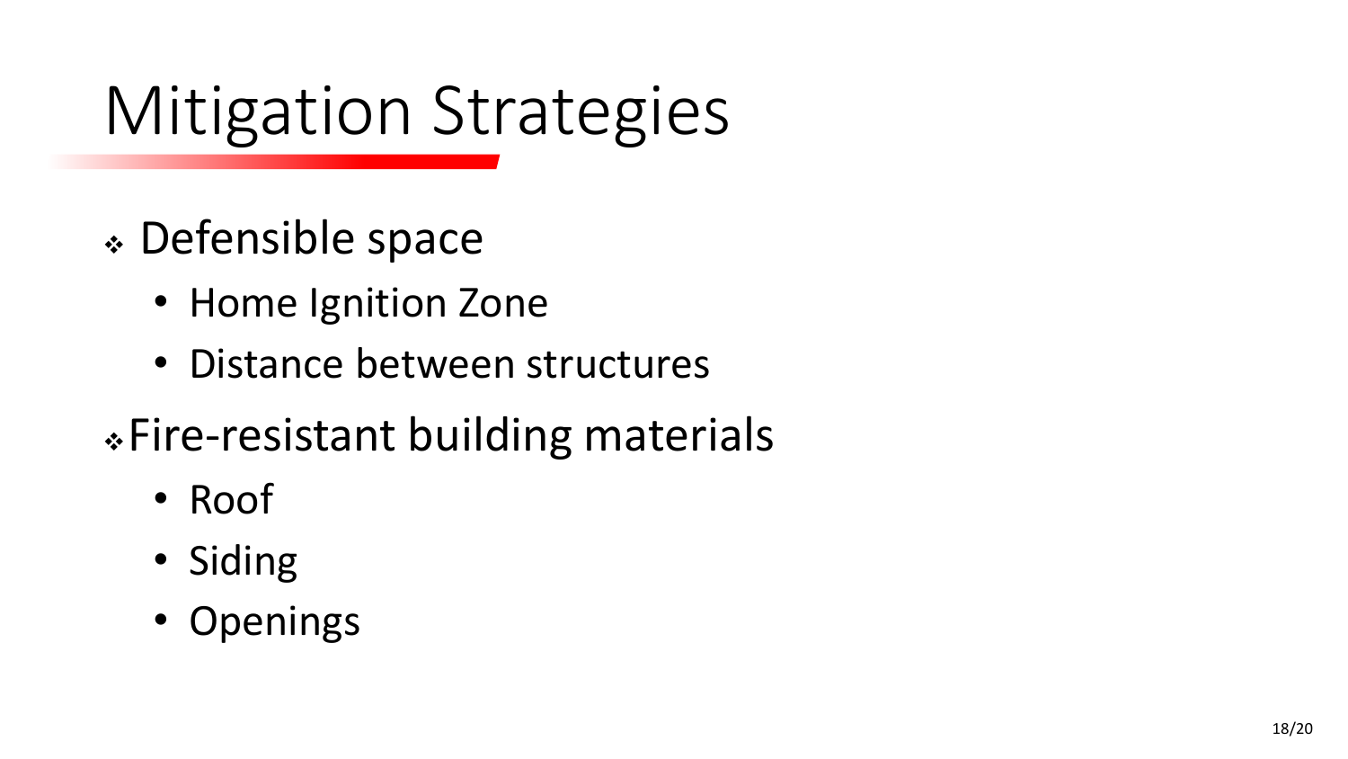# Mitigation Strategies

- Defensible space
  - Home Ignition Zone
  - Distance between structures
- Fire-resistant building materials
  - Roof
  - Siding
  - Openings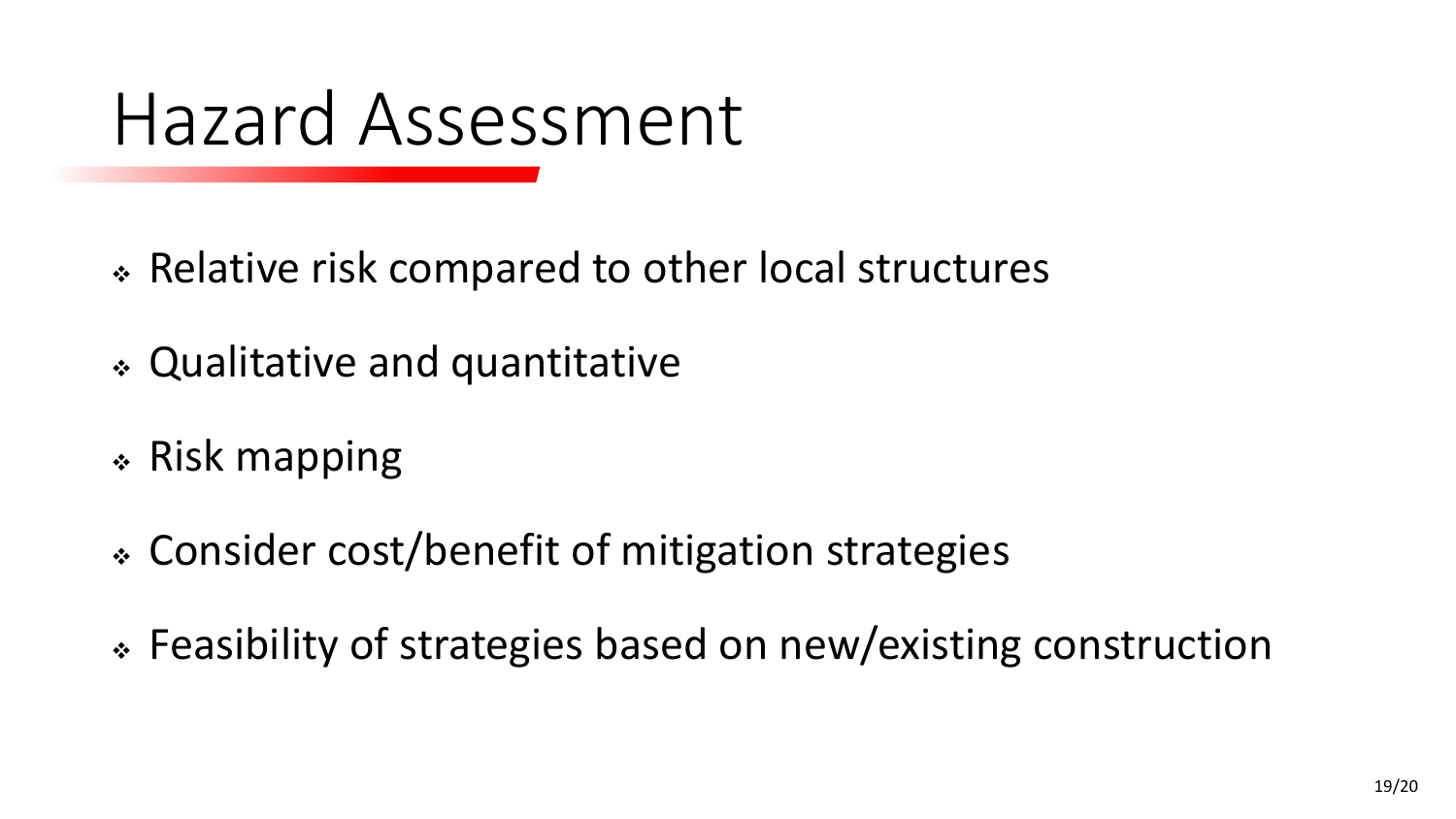# Hazard Assessment

- Relative risk compared to other local structures
- Qualitative and quantitative
- Risk mapping
- Consider cost/benefit of mitigation strategies
- Feasibility of strategies based on new/existing construction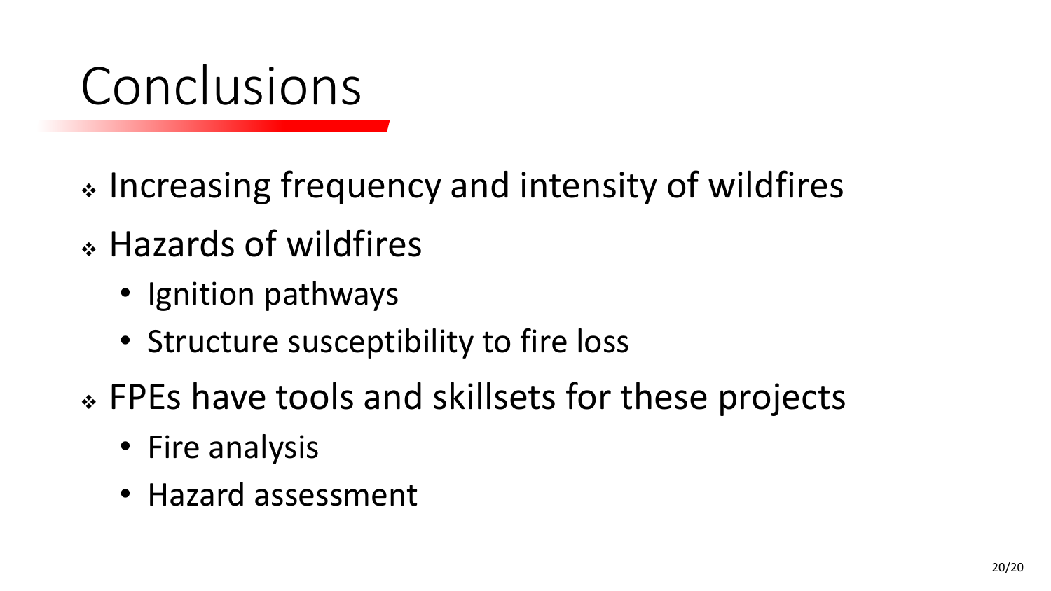# Conclusions

- Increasing frequency and intensity of wildfires
- Hazards of wildfires
  - Ignition pathways
  - Structure susceptibility to fire loss
- FPEs have tools and skillsets for these projects
  - Fire analysis
  - Hazard assessment